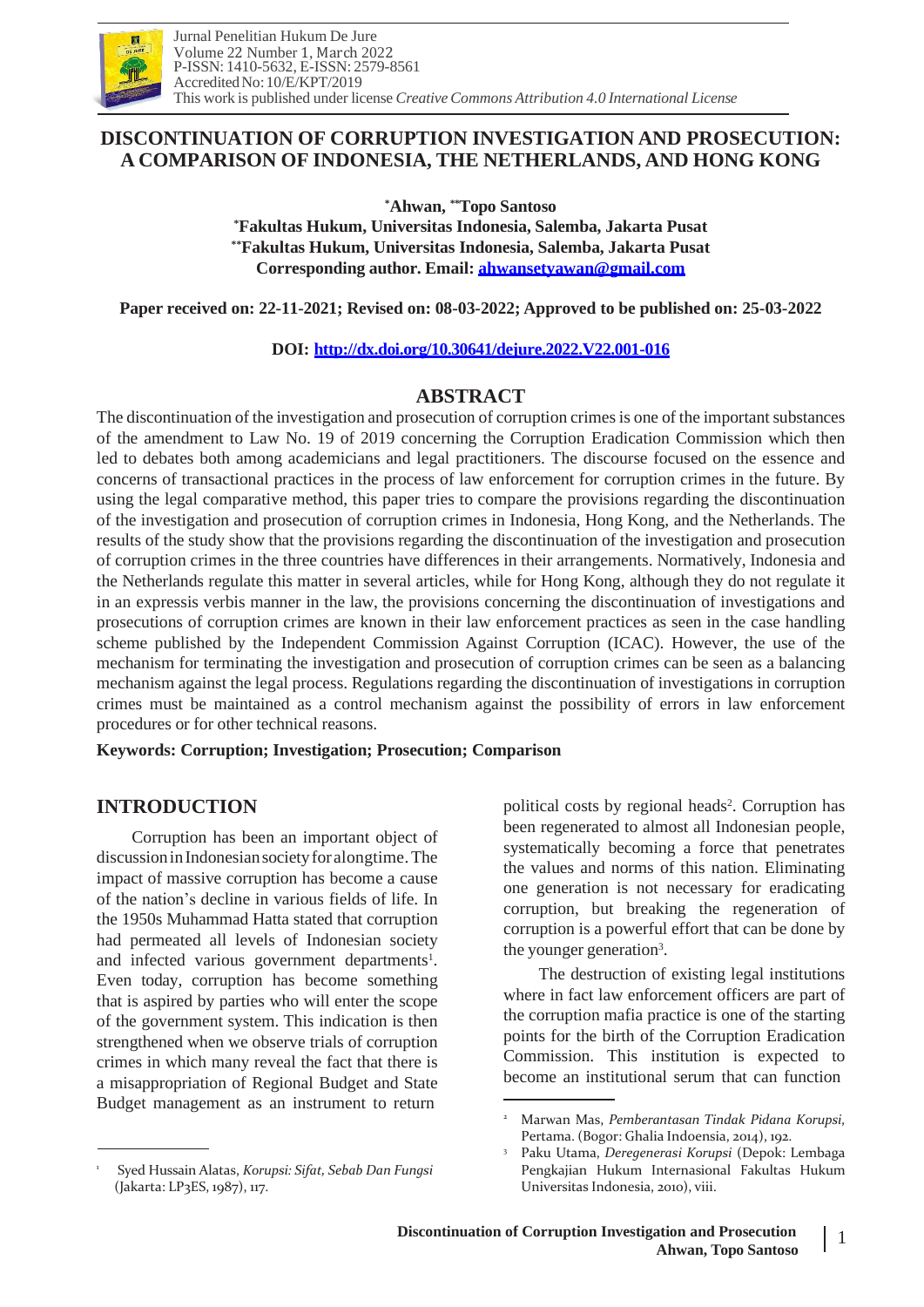# DISCONTINUATION OF CORRUPTION INVESTIGATION AND PROSECUTION: A COMPARISON OF INDONESIA, THE NETHERLANDS, AND HONG KONG

**[*]Ahwan, [**]Topo Santoso**

**[*]Fakultas Hukum, Universitas Indonesia, Salemba, Jakarta Pusat**

**[**]Fakultas Hukum, Universitas Indonesia, Salemba, Jakarta Pusat**

**Corresponding author. Email: ahwansetyawan@gmail.com**

**Paper received on: 22-11-2021; Revised on: 08-03-2022; Approved to be published on: 25-03-2022**

**DOI: http://dx.doi.org/10.30641/dejure.2022.V22.001-016**

## ABSTRACT

The discontinuation of the investigation and prosecution of corruption crimes is one of the important substances of the amendment to Law No. 19 of 2019 concerning the Corruption Eradication Commission which then led to debates both among academicians and legal practitioners. The discourse focused on the essence and concerns of transactional practices in the process of law enforcement for corruption crimes in the future. By using the legal comparative method, this paper tries to compare the provisions regarding the discontinuation of the investigation and prosecution of corruption crimes in Indonesia, Hong Kong, and the Netherlands. The results of the study show that the provisions regarding the discontinuation of the investigation and prosecution of corruption crimes in the three countries have differences in their arrangements. Normatively, Indonesia and the Netherlands regulate this matter in several articles, while for Hong Kong, although they do not regulate it in an expressis verbis manner in the law, the provisions concerning the discontinuation of investigations and prosecutions of corruption crimes are known in their law enforcement practices as seen in the case handling scheme published by the Independent Commission Against Corruption (ICAC). However, the use of the mechanism for terminating the investigation and prosecution of corruption crimes can be seen as a balancing mechanism against the legal process. Regulations regarding the discontinuation of investigations in corruption crimes must be maintained as a control mechanism against the possibility of errors in law enforcement procedures or for other technical reasons.

**Keywords: Corruption; Investigation; Prosecution; Comparison**

## INTRODUCTION

Corruption has been an important object of discussion in Indonesian society for a long time. The impact of massive corruption has become a cause of the nation's decline in various fields of life. In the 1950s Muhammad Hatta stated that corruption had permeated all levels of Indonesian society and infected various government departments[1]. Even today, corruption has become something that is aspired by parties who will enter the scope of the government system. This indication is then strengthened when we observe trials of corruption crimes in which many reveal the fact that there is a misappropriation of Regional Budget and State Budget management as an instrument to return political costs by regional heads[2]. Corruption has been regenerated to almost all Indonesian people, systematically becoming a force that penetrates the values and norms of this nation. Eliminating one generation is not necessary for eradicating corruption, but breaking the regeneration of corruption is a powerful effort that can be done by the younger generation[3].

The destruction of existing legal institutions where in fact law enforcement officers are part of the corruption mafia practice is one of the starting points for the birth of the Corruption Eradication Commission. This institution is expected to become an institutional serum that can function

---

[1] Syed Hussain Alatas, *Korupsi: Sifat, Sebab Dan Fungsi* (Jakarta: LP3ES, 1987), 117.

[2] Marwan Mas, *Pemberantasan Tindak Pidana Korupsi*, Pertama. (Bogor: Ghalia Indoensia, 2014), 192.

[3] Paku Utama, *Deregenerasi Korupsi* (Depok: Lembaga Pengkajian Hukum Internasional Fakultas Hukum Universitas Indonesia, 2010), viii.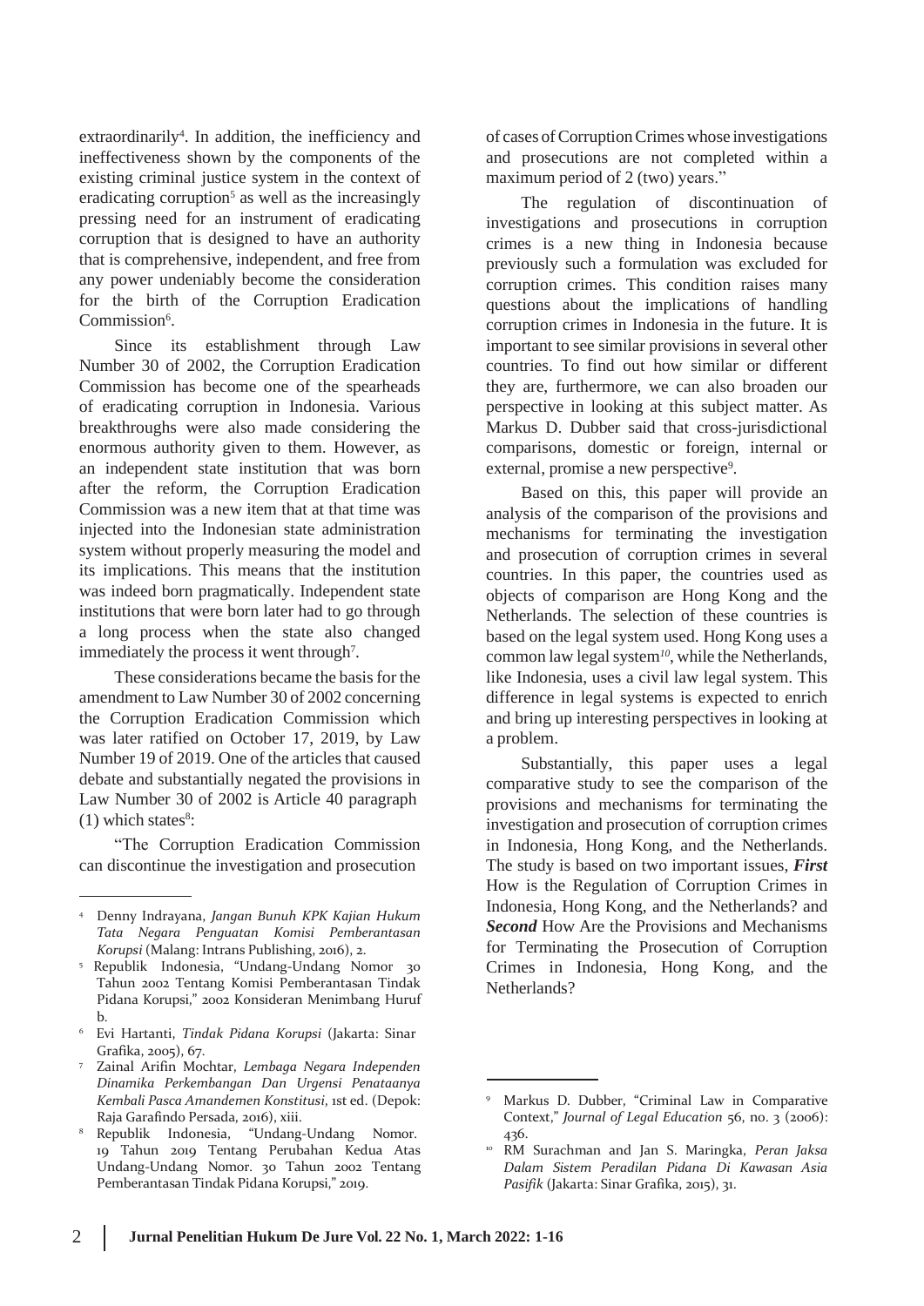extraordinarily[4]. In addition, the inefficiency and ineffectiveness shown by the components of the existing criminal justice system in the context of eradicating corruption[5] as well as the increasingly pressing need for an instrument of eradicating corruption that is designed to have an authority that is comprehensive, independent, and free from any power undeniably become the consideration for the birth of the Corruption Eradication Commission[6].

Since its establishment through Law Number 30 of 2002, the Corruption Eradication Commission has become one of the spearheads of eradicating corruption in Indonesia. Various breakthroughs were also made considering the enormous authority given to them. However, as an independent state institution that was born after the reform, the Corruption Eradication Commission was a new item that at that time was injected into the Indonesian state administration system without properly measuring the model and its implications. This means that the institution was indeed born pragmatically. Independent state institutions that were born later had to go through a long process when the state also changed immediately the process it went through[7].

These considerations became the basis for the amendment to Law Number 30 of 2002 concerning the Corruption Eradication Commission which was later ratified on October 17, 2019, by Law Number 19 of 2019. One of the articles that caused debate and substantially negated the provisions in Law Number 30 of 2002 is Article 40 paragraph (1) which states[8]:

"The Corruption Eradication Commission can discontinue the investigation and prosecution of cases of Corruption Crimes whose investigations and prosecutions are not completed within a maximum period of 2 (two) years."

The regulation of discontinuation of investigations and prosecutions in corruption crimes is a new thing in Indonesia because previously such a formulation was excluded for corruption crimes. This condition raises many questions about the implications of handling corruption crimes in Indonesia in the future. It is important to see similar provisions in several other countries. To find out how similar or different they are, furthermore, we can also broaden our perspective in looking at this subject matter. As Markus D. Dubber said that cross-jurisdictional comparisons, domestic or foreign, internal or external, promise a new perspective[9].

Based on this, this paper will provide an analysis of the comparison of the provisions and mechanisms for terminating the investigation and prosecution of corruption crimes in several countries. In this paper, the countries used as objects of comparison are Hong Kong and the Netherlands. The selection of these countries is based on the legal system used. Hong Kong uses a common law legal system[10], while the Netherlands, like Indonesia, uses a civil law legal system. This difference in legal systems is expected to enrich and bring up interesting perspectives in looking at a problem.

Substantially, this paper uses a legal comparative study to see the comparison of the provisions and mechanisms for terminating the investigation and prosecution of corruption crimes in Indonesia, Hong Kong, and the Netherlands. The study is based on two important issues, ***First*** How is the Regulation of Corruption Crimes in Indonesia, Hong Kong, and the Netherlands? and ***Second*** How Are the Provisions and Mechanisms for Terminating the Prosecution of Corruption Crimes in Indonesia, Hong Kong, and the Netherlands?

---

[4] Denny Indrayana, *Jangan Bunuh KPK Kajian Hukum Tata Negara Penguatan Komisi Pemberantasan Korupsi* (Malang: Intrans Publishing, 2016), 2.

[5] Republik Indonesia, "Undang-Undang Nomor 30 Tahun 2002 Tentang Komisi Pemberantasan Tindak Pidana Korupsi," 2002 Konsideran Menimbang Huruf b.

[6] Evi Hartanti, *Tindak Pidana Korupsi* (Jakarta: Sinar Grafika, 2005), 67.

[7] Zainal Arifin Mochtar, *Lembaga Negara Independen Dinamika Perkembangan Dan Urgensi Penataanya Kembali Pasca Amandemen Konstitusi*, 1st ed. (Depok: Raja Garafindo Persada, 2016), xiii.

[8] Republik Indonesia, "Undang-Undang Nomor. 19 Tahun 2019 Tentang Perubahan Kedua Atas Undang-Undang Nomor. 30 Tahun 2002 Tentang Pemberantasan Tindak Pidana Korupsi," 2019.

[9] Markus D. Dubber, "Criminal Law in Comparative Context," *Journal of Legal Education* 56, no. 3 (2006): 436.

[10] RM Surachman and Jan S. Maringka, *Peran Jaksa Dalam Sistem Peradilan Pidana Di Kawasan Asia Pasifik* (Jakarta: Sinar Grafika, 2015), 31.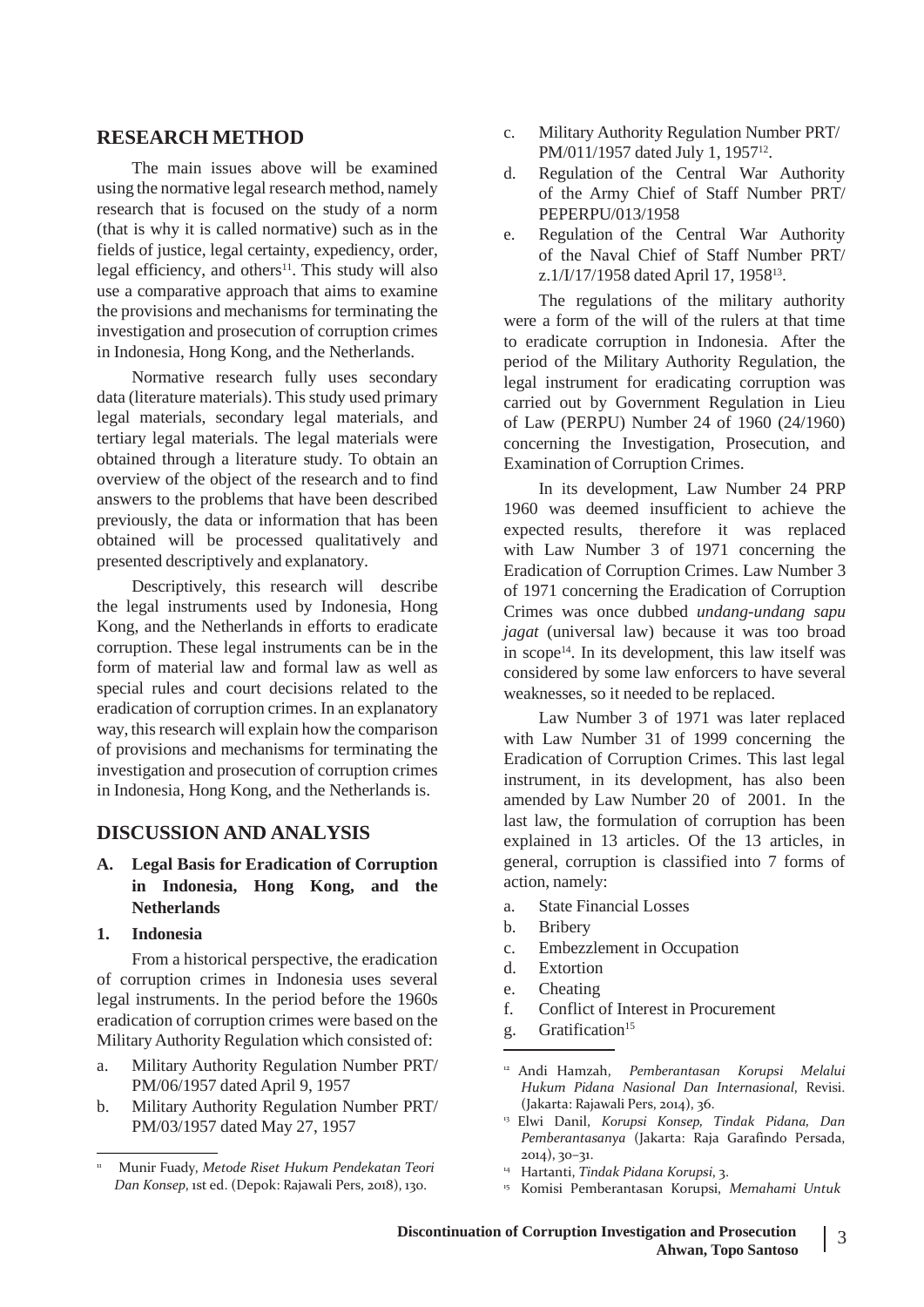## RESEARCH METHOD

The main issues above will be examined using the normative legal research method, namely research that is focused on the study of a norm (that is why it is called normative) such as in the fields of justice, legal certainty, expediency, order, legal efficiency, and others[11]. This study will also use a comparative approach that aims to examine the provisions and mechanisms for terminating the investigation and prosecution of corruption crimes in Indonesia, Hong Kong, and the Netherlands.

Normative research fully uses secondary data (literature materials). This study used primary legal materials, secondary legal materials, and tertiary legal materials. The legal materials were obtained through a literature study. To obtain an overview of the object of the research and to find answers to the problems that have been described previously, the data or information that has been obtained will be processed qualitatively and presented descriptively and explanatory.

Descriptively, this research will describe the legal instruments used by Indonesia, Hong Kong, and the Netherlands in efforts to eradicate corruption. These legal instruments can be in the form of material law and formal law as well as special rules and court decisions related to the eradication of corruption crimes. In an explanatory way, this research will explain how the comparison of provisions and mechanisms for terminating the investigation and prosecution of corruption crimes in Indonesia, Hong Kong, and the Netherlands is.

## DISCUSSION AND ANALYSIS

### A. Legal Basis for Eradication of Corruption in Indonesia, Hong Kong, and the Netherlands

#### 1. Indonesia

From a historical perspective, the eradication of corruption crimes in Indonesia uses several legal instruments. In the period before the 1960s eradication of corruption crimes were based on the Military Authority Regulation which consisted of:

a. Military Authority Regulation Number PRT/PM/06/1957 dated April 9, 1957
b. Military Authority Regulation Number PRT/PM/03/1957 dated May 27, 1957
c. Military Authority Regulation Number PRT/PM/011/1957 dated July 1, 1957[12].
d. Regulation of the Central War Authority of the Army Chief of Staff Number PRT/PEPERPU/013/1958
e. Regulation of the Central War Authority of the Naval Chief of Staff Number PRT/z.1/I/17/1958 dated April 17, 1958[13].

The regulations of the military authority were a form of the will of the rulers at that time to eradicate corruption in Indonesia. After the period of the Military Authority Regulation, the legal instrument for eradicating corruption was carried out by Government Regulation in Lieu of Law (PERPU) Number 24 of 1960 (24/1960) concerning the Investigation, Prosecution, and Examination of Corruption Crimes.

In its development, Law Number 24 PRP 1960 was deemed insufficient to achieve the expected results, therefore it was replaced with Law Number 3 of 1971 concerning the Eradication of Corruption Crimes. Law Number 3 of 1971 concerning the Eradication of Corruption Crimes was once dubbed *undang-undang sapu jagat* (universal law) because it was too broad in scope[14]. In its development, this law itself was considered by some law enforcers to have several weaknesses, so it needed to be replaced.

Law Number 3 of 1971 was later replaced with Law Number 31 of 1999 concerning the Eradication of Corruption Crimes. This last legal instrument, in its development, has also been amended by Law Number 20 of 2001. In the last law, the formulation of corruption has been explained in 13 articles. Of the 13 articles, in general, corruption is classified into 7 forms of action, namely:

a. State Financial Losses
b. Bribery
c. Embezzlement in Occupation
d. Extortion
e. Cheating
f. Conflict of Interest in Procurement
g. Gratification[15]

---

[11] Munir Fuady, *Metode Riset Hukum Pendekatan Teori Dan Konsep*, 1st ed. (Depok: Rajawali Pers, 2018), 130.

[12] Andi Hamzah, *Pemberantasan Korupsi Melalui Hukum Pidana Nasional Dan Internasional*, Revisi. (Jakarta: Rajawali Pers, 2014), 36.

[13] Elwi Danil, *Korupsi Konsep, Tindak Pidana, Dan Pemberantasanya* (Jakarta: Raja Garafindo Persada, 2014), 30–31.

[14] Hartanti, *Tindak Pidana Korupsi*, 3.

[15] Komisi Pemberantasan Korupsi, *Memahami Untuk*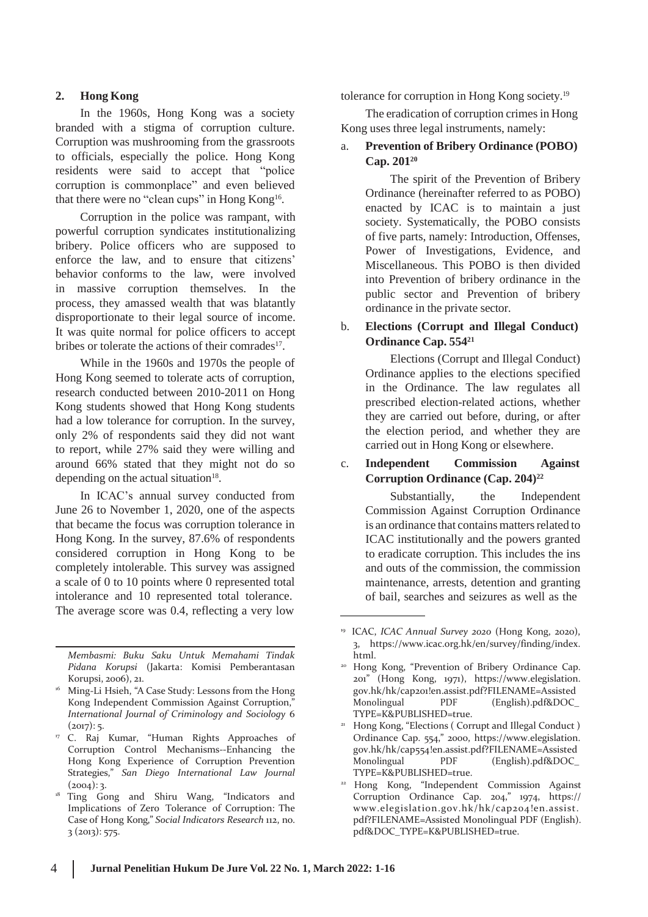## 2. Hong Kong

In the 1960s, Hong Kong was a society branded with a stigma of corruption culture. Corruption was mushrooming from the grassroots to officials, especially the police. Hong Kong residents were said to accept that "police corruption is commonplace" and even believed that there were no "clean cups" in Hong Kong[16].

Corruption in the police was rampant, with powerful corruption syndicates institutionalizing bribery. Police officers who are supposed to enforce the law, and to ensure that citizens' behavior conforms to the law, were involved in massive corruption themselves. In the process, they amassed wealth that was blatantly disproportionate to their legal source of income. It was quite normal for police officers to accept bribes or tolerate the actions of their comrades[17].

While in the 1960s and 1970s the people of Hong Kong seemed to tolerate acts of corruption, research conducted between 2010-2011 on Hong Kong students showed that Hong Kong students had a low tolerance for corruption. In the survey, only 2% of respondents said they did not want to report, while 27% said they were willing and around 66% stated that they might not do so depending on the actual situation[18].

In ICAC's annual survey conducted from June 26 to November 1, 2020, one of the aspects that became the focus was corruption tolerance in Hong Kong. In the survey, 87.6% of respondents considered corruption in Hong Kong to be completely intolerable. This survey was assigned a scale of 0 to 10 points where 0 represented total intolerance and 10 represented total tolerance. The average score was 0.4, reflecting a very low tolerance for corruption in Hong Kong society.[19]

The eradication of corruption crimes in Hong Kong uses three legal instruments, namely:

a. **Prevention of Bribery Ordinance (POBO) Cap. 201[20]**

   The spirit of the Prevention of Bribery Ordinance (hereinafter referred to as POBO) enacted by ICAC is to maintain a just society. Systematically, the POBO consists of five parts, namely: Introduction, Offenses, Power of Investigations, Evidence, and Miscellaneous. This POBO is then divided into Prevention of bribery ordinance in the public sector and Prevention of bribery ordinance in the private sector.

b. **Elections (Corrupt and Illegal Conduct) Ordinance Cap. 554[21]**

   Elections (Corrupt and Illegal Conduct) Ordinance applies to the elections specified in the Ordinance. The law regulates all prescribed election-related actions, whether they are carried out before, during, or after the election period, and whether they are carried out in Hong Kong or elsewhere.

c. **Independent Commission Against Corruption Ordinance (Cap. 204)[22]**

   Substantially, the Independent Commission Against Corruption Ordinance is an ordinance that contains matters related to ICAC institutionally and the powers granted to eradicate corruption. This includes the ins and outs of the commission, the commission maintenance, arrests, detention and granting of bail, searches and seizures as well as the

---

*Membasmi: Buku Saku Untuk Memahami Tindak Pidana Korupsi* (Jakarta: Komisi Pemberantasan Korupsi, 2006), 21.

[16] Ming-Li Hsieh, "A Case Study: Lessons from the Hong Kong Independent Commission Against Corruption," *International Journal of Criminology and Sociology* 6 (2017): 5.

[17] C. Raj Kumar, "Human Rights Approaches of Corruption Control Mechanisms--Enhancing the Hong Kong Experience of Corruption Prevention Strategies," *San Diego International Law Journal* (2004): 3.

[18] Ting Gong and Shiru Wang, "Indicators and Implications of Zero Tolerance of Corruption: The Case of Hong Kong," *Social Indicators Research* 112, no. 3 (2013): 575.

[19] ICAC, *ICAC Annual Survey 2020* (Hong Kong, 2020), 3, https://www.icac.org.hk/en/survey/finding/index.html.

[20] Hong Kong, "Prevention of Bribery Ordinance Cap. 201" (Hong Kong, 1971), https://www.elegislation.gov.hk/hk/cap201!en.assist.pdf?FILENAME=Assisted Monolingual PDF (English).pdf&DOC_TYPE=K&PUBLISHED=true.

[21] Hong Kong, "Elections ( Corrupt and Illegal Conduct ) Ordinance Cap. 554," 2000, https://www.elegislation.gov.hk/hk/cap554!en.assist.pdf?FILENAME=Assisted Monolingual PDF (English).pdf&DOC_TYPE=K&PUBLISHED=true.

[22] Hong Kong, "Independent Commission Against Corruption Ordinance Cap. 204," 1974, https://www.elegislation.gov.hk/hk/cap204!en.assist.pdf?FILENAME=Assisted Monolingual PDF (English).pdf&DOC_TYPE=K&PUBLISHED=true.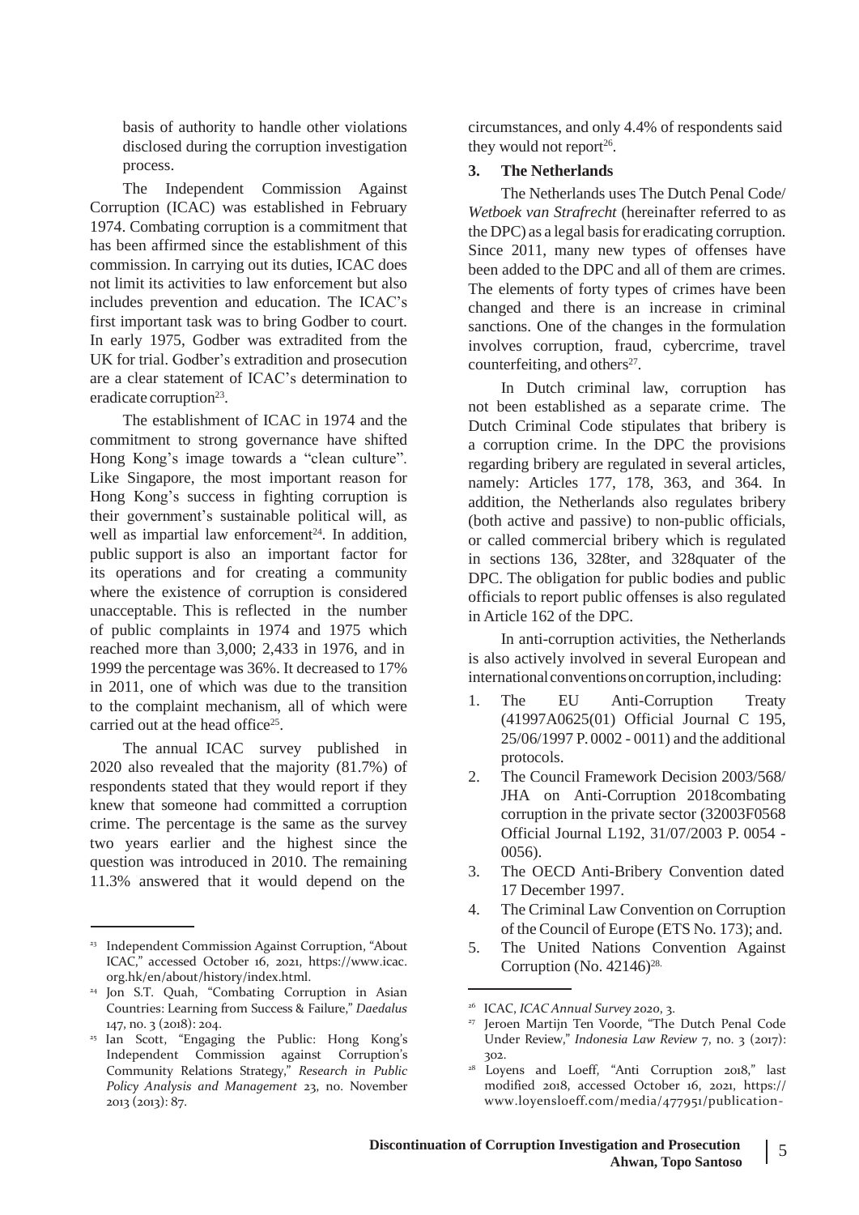basis of authority to handle other violations disclosed during the corruption investigation process.

The Independent Commission Against Corruption (ICAC) was established in February 1974. Combating corruption is a commitment that has been affirmed since the establishment of this commission. In carrying out its duties, ICAC does not limit its activities to law enforcement but also includes prevention and education. The ICAC's first important task was to bring Godber to court. In early 1975, Godber was extradited from the UK for trial. Godber's extradition and prosecution are a clear statement of ICAC's determination to eradicate corruption[23].

The establishment of ICAC in 1974 and the commitment to strong governance have shifted Hong Kong's image towards a "clean culture". Like Singapore, the most important reason for Hong Kong's success in fighting corruption is their government's sustainable political will, as well as impartial law enforcement[24]. In addition, public support is also an important factor for its operations and for creating a community where the existence of corruption is considered unacceptable. This is reflected in the number of public complaints in 1974 and 1975 which reached more than 3,000; 2,433 in 1976, and in 1999 the percentage was 36%. It decreased to 17% in 2011, one of which was due to the transition to the complaint mechanism, all of which were carried out at the head office[25].

The annual ICAC survey published in 2020 also revealed that the majority (81.7%) of respondents stated that they would report if they knew that someone had committed a corruption crime. The percentage is the same as the survey two years earlier and the highest since the question was introduced in 2010. The remaining 11.3% answered that it would depend on the circumstances, and only 4.4% of respondents said they would not report[26].

### 3. The Netherlands

The Netherlands uses The Dutch Penal Code/ *Wetboek van Strafrecht* (hereinafter referred to as the DPC) as a legal basis for eradicating corruption. Since 2011, many new types of offenses have been added to the DPC and all of them are crimes. The elements of forty types of crimes have been changed and there is an increase in criminal sanctions. One of the changes in the formulation involves corruption, fraud, cybercrime, travel counterfeiting, and others[27].

In Dutch criminal law, corruption has not been established as a separate crime. The Dutch Criminal Code stipulates that bribery is a corruption crime. In the DPC the provisions regarding bribery are regulated in several articles, namely: Articles 177, 178, 363, and 364. In addition, the Netherlands also regulates bribery (both active and passive) to non-public officials, or called commercial bribery which is regulated in sections 136, 328ter, and 328quater of the DPC. The obligation for public bodies and public officials to report public offenses is also regulated in Article 162 of the DPC.

In anti-corruption activities, the Netherlands is also actively involved in several European and international conventions on corruption, including:

1. The EU Anti-Corruption Treaty (41997A0625(01) Official Journal C 195, 25/06/1997 P. 0002 - 0011) and the additional protocols.
2. The Council Framework Decision 2003/568/ JHA on Anti-Corruption 2018combating corruption in the private sector (32003F0568 Official Journal L192, 31/07/2003 P. 0054 - 0056).
3. The OECD Anti-Bribery Convention dated 17 December 1997.
4. The Criminal Law Convention on Corruption of the Council of Europe (ETS No. 173); and.
5. The United Nations Convention Against Corruption (No. 42146)[28].

---

[23] Independent Commission Against Corruption, "About ICAC," accessed October 16, 2021, https://www.icac.org.hk/en/about/history/index.html.

[24] Jon S.T. Quah, "Combating Corruption in Asian Countries: Learning from Success & Failure," *Daedalus* 147, no. 3 (2018): 204.

[25] Ian Scott, "Engaging the Public: Hong Kong's Independent Commission against Corruption's Community Relations Strategy," *Research in Public Policy Analysis and Management* 23, no. November 2013 (2013): 87.

[26] ICAC, *ICAC Annual Survey 2020*, 3.

[27] Jeroen Martijn Ten Voorde, "The Dutch Penal Code Under Review," *Indonesia Law Review* 7, no. 3 (2017): 302.

[28] Loyens and Loeff, "Anti Corruption 2018," last modified 2018, accessed October 16, 2021, https://www.loyensloeff.com/media/477951/publication-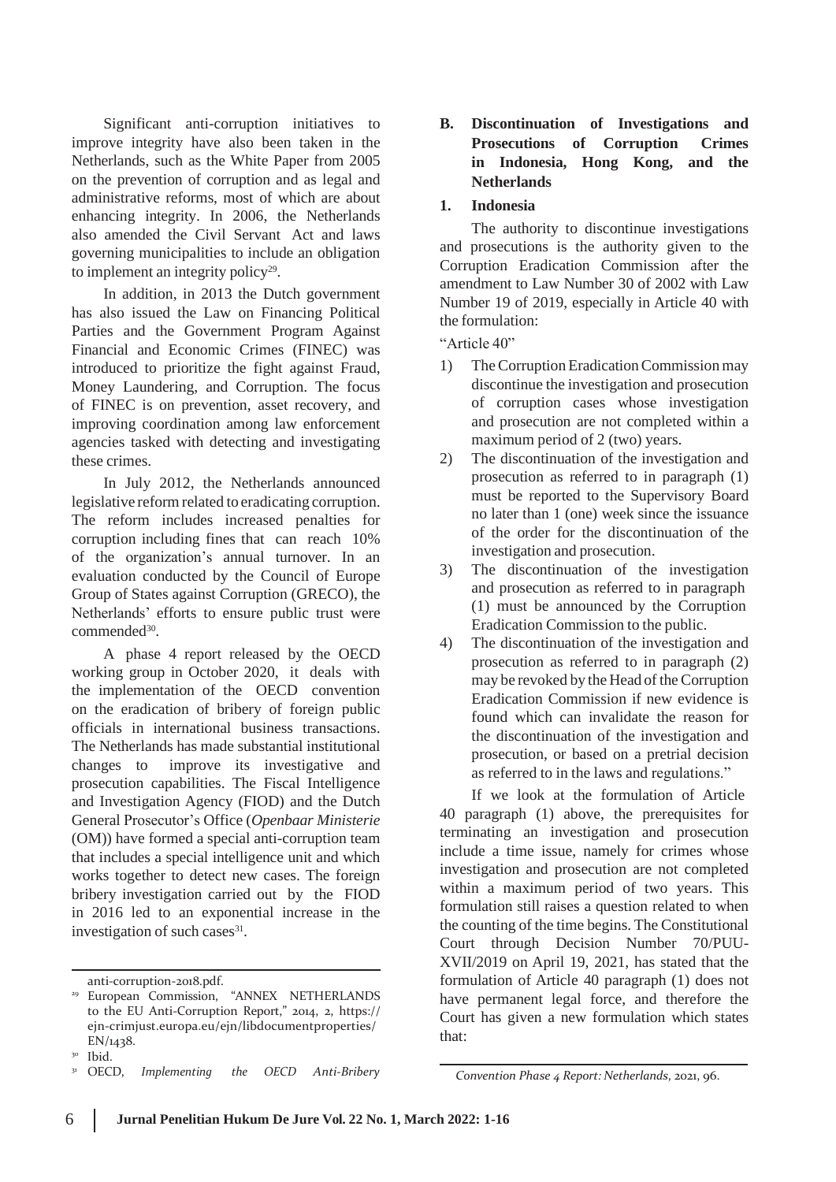Significant anti-corruption initiatives to improve integrity have also been taken in the Netherlands, such as the White Paper from 2005 on the prevention of corruption and as legal and administrative reforms, most of which are about enhancing integrity. In 2006, the Netherlands also amended the Civil Servant Act and laws governing municipalities to include an obligation to implement an integrity policy[29].

In addition, in 2013 the Dutch government has also issued the Law on Financing Political Parties and the Government Program Against Financial and Economic Crimes (FINEC) was introduced to prioritize the fight against Fraud, Money Laundering, and Corruption. The focus of FINEC is on prevention, asset recovery, and improving coordination among law enforcement agencies tasked with detecting and investigating these crimes.

In July 2012, the Netherlands announced legislative reform related to eradicating corruption. The reform includes increased penalties for corruption including fines that can reach 10% of the organization's annual turnover. In an evaluation conducted by the Council of Europe Group of States against Corruption (GRECO), the Netherlands' efforts to ensure public trust were commended[30].

A phase 4 report released by the OECD working group in October 2020, it deals with the implementation of the OECD convention on the eradication of bribery of foreign public officials in international business transactions. The Netherlands has made substantial institutional changes to improve its investigative and prosecution capabilities. The Fiscal Intelligence and Investigation Agency (FIOD) and the Dutch General Prosecutor's Office (*Openbaar Ministerie* (OM)) have formed a special anti-corruption team that includes a special intelligence unit and which works together to detect new cases. The foreign bribery investigation carried out by the FIOD in 2016 led to an exponential increase in the investigation of such cases[31].

## B. Discontinuation of Investigations and Prosecutions of Corruption Crimes in Indonesia, Hong Kong, and the Netherlands

### 1. Indonesia

The authority to discontinue investigations and prosecutions is the authority given to the Corruption Eradication Commission after the amendment to Law Number 30 of 2002 with Law Number 19 of 2019, especially in Article 40 with the formulation:

"Article 40"

1) The Corruption Eradication Commission may discontinue the investigation and prosecution of corruption cases whose investigation and prosecution are not completed within a maximum period of 2 (two) years.
2) The discontinuation of the investigation and prosecution as referred to in paragraph (1) must be reported to the Supervisory Board no later than 1 (one) week since the issuance of the order for the discontinuation of the investigation and prosecution.
3) The discontinuation of the investigation and prosecution as referred to in paragraph (1) must be announced by the Corruption Eradication Commission to the public.
4) The discontinuation of the investigation and prosecution as referred to in paragraph (2) may be revoked by the Head of the Corruption Eradication Commission if new evidence is found which can invalidate the reason for the discontinuation of the investigation and prosecution, or based on a pretrial decision as referred to in the laws and regulations."

If we look at the formulation of Article 40 paragraph (1) above, the prerequisites for terminating an investigation and prosecution include a time issue, namely for crimes whose investigation and prosecution are not completed within a maximum period of two years. This formulation still raises a question related to when the counting of the time begins. The Constitutional Court through Decision Number 70/PUU-XVII/2019 on April 19, 2021, has stated that the formulation of Article 40 paragraph (1) does not have permanent legal force, and therefore the Court has given a new formulation which states that:

---

anti-corruption-2018.pdf.

[29] European Commission, "ANNEX NETHERLANDS to the EU Anti-Corruption Report," 2014, 2, https://ejn-crimjust.europa.eu/ejn/libdocumentproperties/EN/1438.

[30] Ibid.

[31] OECD, *Implementing the OECD Anti-Bribery Convention Phase 4 Report: Netherlands*, 2021, 96.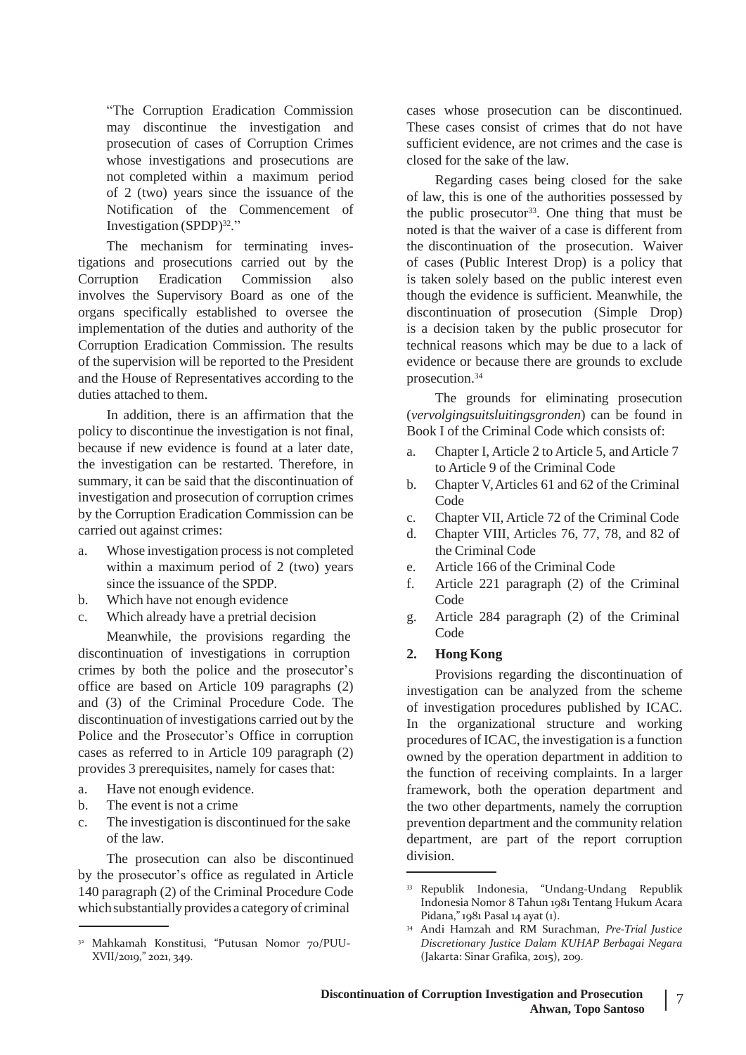"The Corruption Eradication Commission may discontinue the investigation and prosecution of cases of Corruption Crimes whose investigations and prosecutions are not completed within a maximum period of 2 (two) years since the issuance of the Notification of the Commencement of Investigation (SPDP)[32]."

The mechanism for terminating investigations and prosecutions carried out by the Corruption Eradication Commission also involves the Supervisory Board as one of the organs specifically established to oversee the implementation of the duties and authority of the Corruption Eradication Commission. The results of the supervision will be reported to the President and the House of Representatives according to the duties attached to them.

In addition, there is an affirmation that the policy to discontinue the investigation is not final, because if new evidence is found at a later date, the investigation can be restarted. Therefore, in summary, it can be said that the discontinuation of investigation and prosecution of corruption crimes by the Corruption Eradication Commission can be carried out against crimes:

a. Whose investigation process is not completed within a maximum period of 2 (two) years since the issuance of the SPDP.
b. Which have not enough evidence
c. Which already have a pretrial decision

Meanwhile, the provisions regarding the discontinuation of investigations in corruption crimes by both the police and the prosecutor's office are based on Article 109 paragraphs (2) and (3) of the Criminal Procedure Code. The discontinuation of investigations carried out by the Police and the Prosecutor's Office in corruption cases as referred to in Article 109 paragraph (2) provides 3 prerequisites, namely for cases that:

a. Have not enough evidence.
b. The event is not a crime
c. The investigation is discontinued for the sake of the law.

The prosecution can also be discontinued by the prosecutor's office as regulated in Article 140 paragraph (2) of the Criminal Procedure Code which substantially provides a category of criminal cases whose prosecution can be discontinued. These cases consist of crimes that do not have sufficient evidence, are not crimes and the case is closed for the sake of the law.

Regarding cases being closed for the sake of law, this is one of the authorities possessed by the public prosecutor[33]. One thing that must be noted is that the waiver of a case is different from the discontinuation of the prosecution. Waiver of cases (Public Interest Drop) is a policy that is taken solely based on the public interest even though the evidence is sufficient. Meanwhile, the discontinuation of prosecution (Simple Drop) is a decision taken by the public prosecutor for technical reasons which may be due to a lack of evidence or because there are grounds to exclude prosecution.[34]

The grounds for eliminating prosecution (*vervolgingsuitsluitingsgronden*) can be found in Book I of the Criminal Code which consists of:

a. Chapter I, Article 2 to Article 5, and Article 7 to Article 9 of the Criminal Code
b. Chapter V, Articles 61 and 62 of the Criminal Code
c. Chapter VII, Article 72 of the Criminal Code
d. Chapter VIII, Articles 76, 77, 78, and 82 of the Criminal Code
e. Article 166 of the Criminal Code
f. Article 221 paragraph (2) of the Criminal Code
g. Article 284 paragraph (2) of the Criminal Code

### 2. Hong Kong

Provisions regarding the discontinuation of investigation can be analyzed from the scheme of investigation procedures published by ICAC. In the organizational structure and working procedures of ICAC, the investigation is a function owned by the operation department in addition to the function of receiving complaints. In a larger framework, both the operation department and the two other departments, namely the corruption prevention department and the community relation department, are part of the report corruption division.

---

[32] Mahkamah Konstitusi, "Putusan Nomor 70/PUU-XVII/2019," 2021, 349.

[33] Republik Indonesia, "Undang-Undang Republik Indonesia Nomor 8 Tahun 1981 Tentang Hukum Acara Pidana," 1981 Pasal 14 ayat (1).

[34] Andi Hamzah and RM Surachman, *Pre-Trial Justice Discretionary Justice Dalam KUHAP Berbagai Negara* (Jakarta: Sinar Grafika, 2015), 209.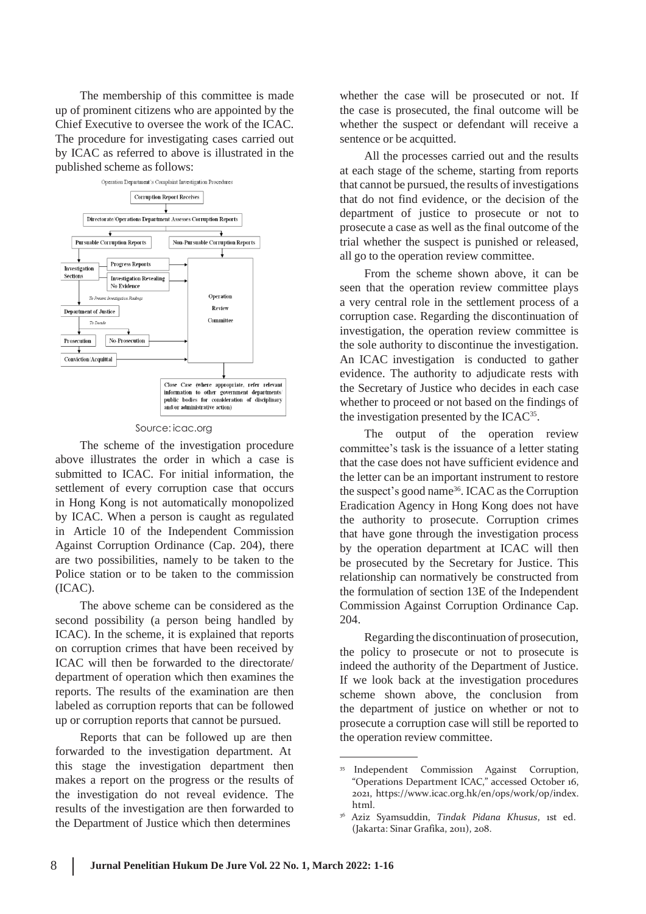The membership of this committee is made up of prominent citizens who are appointed by the Chief Executive to oversee the work of the ICAC. The procedure for investigating cases carried out by ICAC as referred to above is illustrated in the published scheme as follows:

Operation Department's Complaint Investigation Procedures

Corruption Report Receives → Directorate/Operations Department Assesses Corruption Reports → Pursuable Corruption Reports / Non-Pursuable Corruption Reports

Investigation Sections → Progress Reports / Investigation Revealing No Evidence → Operation Review Committee

To Present Investigation Findings → Department of Justice → To Decide → Prosecution / No-Prosecution

Prosecution → Conviction/Acquittal → Operation Review Committee

Close Case (where appropriate, refer relevant information to other government departments/ public bodies for consideration of disciplinary and/or administrative action)

Source: icac.org

The scheme of the investigation procedure above illustrates the order in which a case is submitted to ICAC. For initial information, the settlement of every corruption case that occurs in Hong Kong is not automatically monopolized by ICAC. When a person is caught as regulated in Article 10 of the Independent Commission Against Corruption Ordinance (Cap. 204), there are two possibilities, namely to be taken to the Police station or to be taken to the commission (ICAC).

The above scheme can be considered as the second possibility (a person being handled by ICAC). In the scheme, it is explained that reports on corruption crimes that have been received by ICAC will then be forwarded to the directorate/ department of operation which then examines the reports. The results of the examination are then labeled as corruption reports that can be followed up or corruption reports that cannot be pursued.

Reports that can be followed up are then forwarded to the investigation department. At this stage the investigation department then makes a report on the progress or the results of the investigation do not reveal evidence. The results of the investigation are then forwarded to the Department of Justice which then determines whether the case will be prosecuted or not. If the case is prosecuted, the final outcome will be whether the suspect or defendant will receive a sentence or be acquitted.

All the processes carried out and the results at each stage of the scheme, starting from reports that cannot be pursued, the results of investigations that do not find evidence, or the decision of the department of justice to prosecute or not to prosecute a case as well as the final outcome of the trial whether the suspect is punished or released, all go to the operation review committee.

From the scheme shown above, it can be seen that the operation review committee plays a very central role in the settlement process of a corruption case. Regarding the discontinuation of investigation, the operation review committee is the sole authority to discontinue the investigation. An ICAC investigation is conducted to gather evidence. The authority to adjudicate rests with the Secretary of Justice who decides in each case whether to proceed or not based on the findings of the investigation presented by the ICAC[35].

The output of the operation review committee's task is the issuance of a letter stating that the case does not have sufficient evidence and the letter can be an important instrument to restore the suspect's good name[36]. ICAC as the Corruption Eradication Agency in Hong Kong does not have the authority to prosecute. Corruption crimes that have gone through the investigation process by the operation department at ICAC will then be prosecuted by the Secretary for Justice. This relationship can normatively be constructed from the formulation of section 13E of the Independent Commission Against Corruption Ordinance Cap. 204.

Regarding the discontinuation of prosecution, the policy to prosecute or not to prosecute is indeed the authority of the Department of Justice. If we look back at the investigation procedures scheme shown above, the conclusion from the department of justice on whether or not to prosecute a corruption case will still be reported to the operation review committee.

---

[35] Independent Commission Against Corruption, "Operations Department ICAC," accessed October 16, 2021, https://www.icac.org.hk/en/ops/work/op/index.html.

[36] Aziz Syamsuddin, *Tindak Pidana Khusus*, 1st ed. (Jakarta: Sinar Grafika, 2011), 208.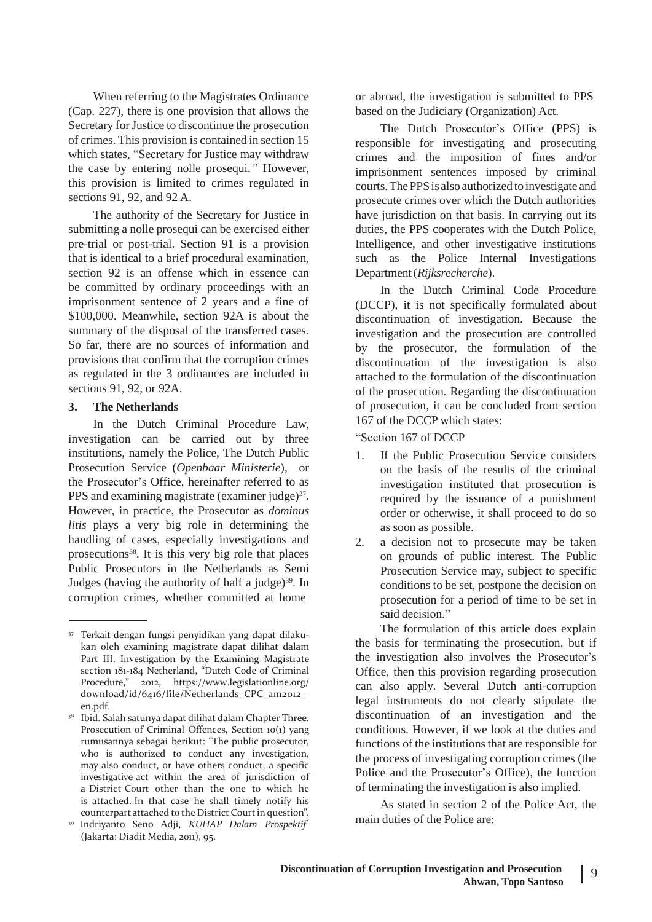When referring to the Magistrates Ordinance (Cap. 227), there is one provision that allows the Secretary for Justice to discontinue the prosecution of crimes. This provision is contained in section 15 which states, "Secretary for Justice may withdraw the case by entering nolle prosequi.*"* However, this provision is limited to crimes regulated in sections 91, 92, and 92 A.

The authority of the Secretary for Justice in submitting a nolle prosequi can be exercised either pre-trial or post-trial. Section 91 is a provision that is identical to a brief procedural examination, section 92 is an offense which in essence can be committed by ordinary proceedings with an imprisonment sentence of 2 years and a fine of $100,000. Meanwhile, section 92A is about the summary of the disposal of the transferred cases. So far, there are no sources of information and provisions that confirm that the corruption crimes as regulated in the 3 ordinances are included in sections 91, 92, or 92A.

### 3. The Netherlands

In the Dutch Criminal Procedure Law, investigation can be carried out by three institutions, namely the Police, The Dutch Public Prosecution Service (*Openbaar Ministerie*), or the Prosecutor's Office, hereinafter referred to as PPS and examining magistrate (examiner judge)[37]. However, in practice, the Prosecutor as *dominus litis* plays a very big role in determining the handling of cases, especially investigations and prosecutions[38]. It is this very big role that places Public Prosecutors in the Netherlands as Semi Judges (having the authority of half a judge)[39]. In corruption crimes, whether committed at home or abroad, the investigation is submitted to PPS based on the Judiciary (Organization) Act.

The Dutch Prosecutor's Office (PPS) is responsible for investigating and prosecuting crimes and the imposition of fines and/or imprisonment sentences imposed by criminal courts. The PPS is also authorized to investigate and prosecute crimes over which the Dutch authorities have jurisdiction on that basis. In carrying out its duties, the PPS cooperates with the Dutch Police, Intelligence, and other investigative institutions such as the Police Internal Investigations Department (*Rijksrecherche*).

In the Dutch Criminal Code Procedure (DCCP), it is not specifically formulated about discontinuation of investigation. Because the investigation and the prosecution are controlled by the prosecutor, the formulation of the discontinuation of the investigation is also attached to the formulation of the discontinuation of the prosecution. Regarding the discontinuation of prosecution, it can be concluded from section 167 of the DCCP which states:

"Section 167 of DCCP

1. If the Public Prosecution Service considers on the basis of the results of the criminal investigation instituted that prosecution is required by the issuance of a punishment order or otherwise, it shall proceed to do so as soon as possible.
2. a decision not to prosecute may be taken on grounds of public interest. The Public Prosecution Service may, subject to specific conditions to be set, postpone the decision on prosecution for a period of time to be set in said decision."

The formulation of this article does explain the basis for terminating the prosecution, but if the investigation also involves the Prosecutor's Office, then this provision regarding prosecution can also apply. Several Dutch anti-corruption legal instruments do not clearly stipulate the discontinuation of an investigation and the conditions. However, if we look at the duties and functions of the institutions that are responsible for the process of investigating corruption crimes (the Police and the Prosecutor's Office), the function of terminating the investigation is also implied.

As stated in section 2 of the Police Act, the main duties of the Police are:

---

[37] Terkait dengan fungsi penyidikan yang dapat dilakukan oleh examining magistrate dapat dilihat dalam Part III. Investigation by the Examining Magistrate section 181-184 Netherland, "Dutch Code of Criminal Procedure," 2012, https://www.legislationline.org/download/id/6416/file/Netherlands_CPC_am2012_en.pdf.

[38] Ibid. Salah satunya dapat dilihat dalam Chapter Three. Prosecution of Criminal Offences, Section 10(1) yang rumusannya sebagai berikut: "The public prosecutor, who is authorized to conduct any investigation, may also conduct, or have others conduct, a specific investigative act within the area of jurisdiction of a District Court other than the one to which he is attached. In that case he shall timely notify his counterpart attached to the District Court in question".

[39] Indriyanto Seno Adji, *KUHAP Dalam Prospektif* (Jakarta: Diadit Media, 2011), 95.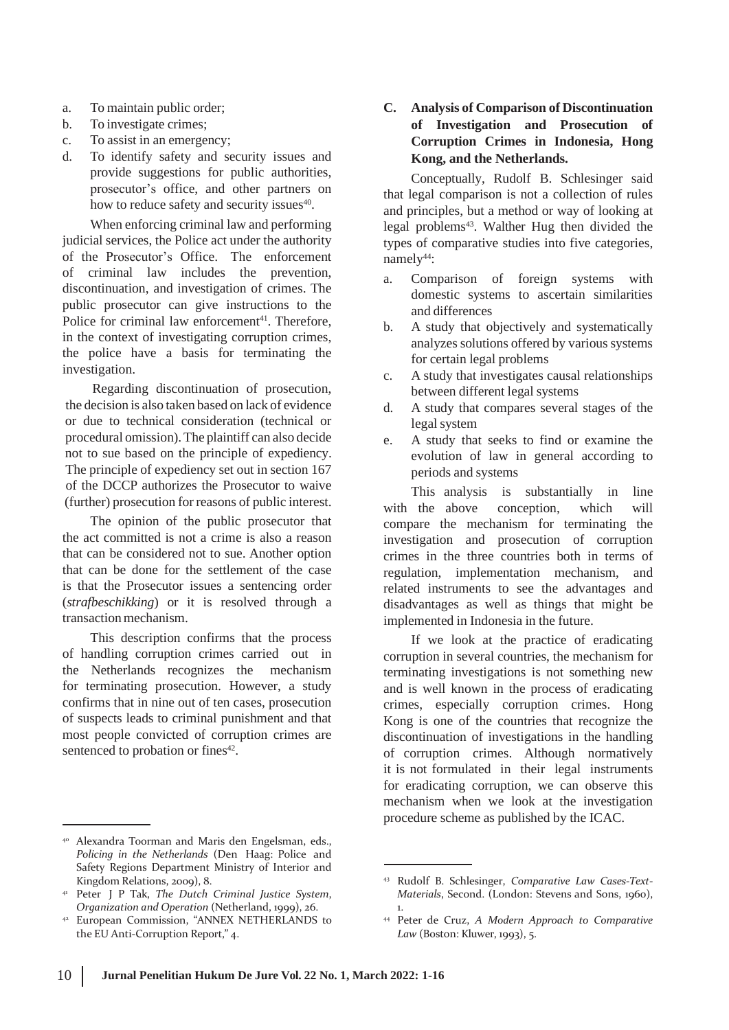a. To maintain public order;
b. To investigate crimes;
c. To assist in an emergency;
d. To identify safety and security issues and provide suggestions for public authorities, prosecutor's office, and other partners on how to reduce safety and security issues[40].

When enforcing criminal law and performing judicial services, the Police act under the authority of the Prosecutor's Office. The enforcement of criminal law includes the prevention, discontinuation, and investigation of crimes. The public prosecutor can give instructions to the Police for criminal law enforcement[41]. Therefore, in the context of investigating corruption crimes, the police have a basis for terminating the investigation.

Regarding discontinuation of prosecution, the decision is also taken based on lack of evidence or due to technical consideration (technical or procedural omission). The plaintiff can also decide not to sue based on the principle of expediency. The principle of expediency set out in section 167 of the DCCP authorizes the Prosecutor to waive (further) prosecution for reasons of public interest.

The opinion of the public prosecutor that the act committed is not a crime is also a reason that can be considered not to sue. Another option that can be done for the settlement of the case is that the Prosecutor issues a sentencing order (*strafbeschikking*) or it is resolved through a transaction mechanism.

This description confirms that the process of handling corruption crimes carried out in the Netherlands recognizes the mechanism for terminating prosecution. However, a study confirms that in nine out of ten cases, prosecution of suspects leads to criminal punishment and that most people convicted of corruption crimes are sentenced to probation or fines[42].

## C. Analysis of Comparison of Discontinuation of Investigation and Prosecution of Corruption Crimes in Indonesia, Hong Kong, and the Netherlands.

Conceptually, Rudolf B. Schlesinger said that legal comparison is not a collection of rules and principles, but a method or way of looking at legal problems[43]. Walther Hug then divided the types of comparative studies into five categories, namely[44]:

a. Comparison of foreign systems with domestic systems to ascertain similarities and differences
b. A study that objectively and systematically analyzes solutions offered by various systems for certain legal problems
c. A study that investigates causal relationships between different legal systems
d. A study that compares several stages of the legal system
e. A study that seeks to find or examine the evolution of law in general according to periods and systems

This analysis is substantially in line with the above conception, which will compare the mechanism for terminating the investigation and prosecution of corruption crimes in the three countries both in terms of regulation, implementation mechanism, and related instruments to see the advantages and disadvantages as well as things that might be implemented in Indonesia in the future.

If we look at the practice of eradicating corruption in several countries, the mechanism for terminating investigations is not something new and is well known in the process of eradicating crimes, especially corruption crimes. Hong Kong is one of the countries that recognize the discontinuation of investigations in the handling of corruption crimes. Although normatively it is not formulated in their legal instruments for eradicating corruption, we can observe this mechanism when we look at the investigation procedure scheme as published by the ICAC.

---

[40] Alexandra Toorman and Maris den Engelsman, eds., *Policing in the Netherlands* (Den Haag: Police and Safety Regions Department Ministry of Interior and Kingdom Relations, 2009), 8.

[41] Peter J P Tak, *The Dutch Criminal Justice System, Organization and Operation* (Netherland, 1999), 26.

[42] European Commission, "ANNEX NETHERLANDS to the EU Anti-Corruption Report," 4.

[43] Rudolf B. Schlesinger, *Comparative Law Cases-Text-Materials*, Second. (London: Stevens and Sons, 1960), 1.

[44] Peter de Cruz, *A Modern Approach to Comparative Law* (Boston: Kluwer, 1993), 5.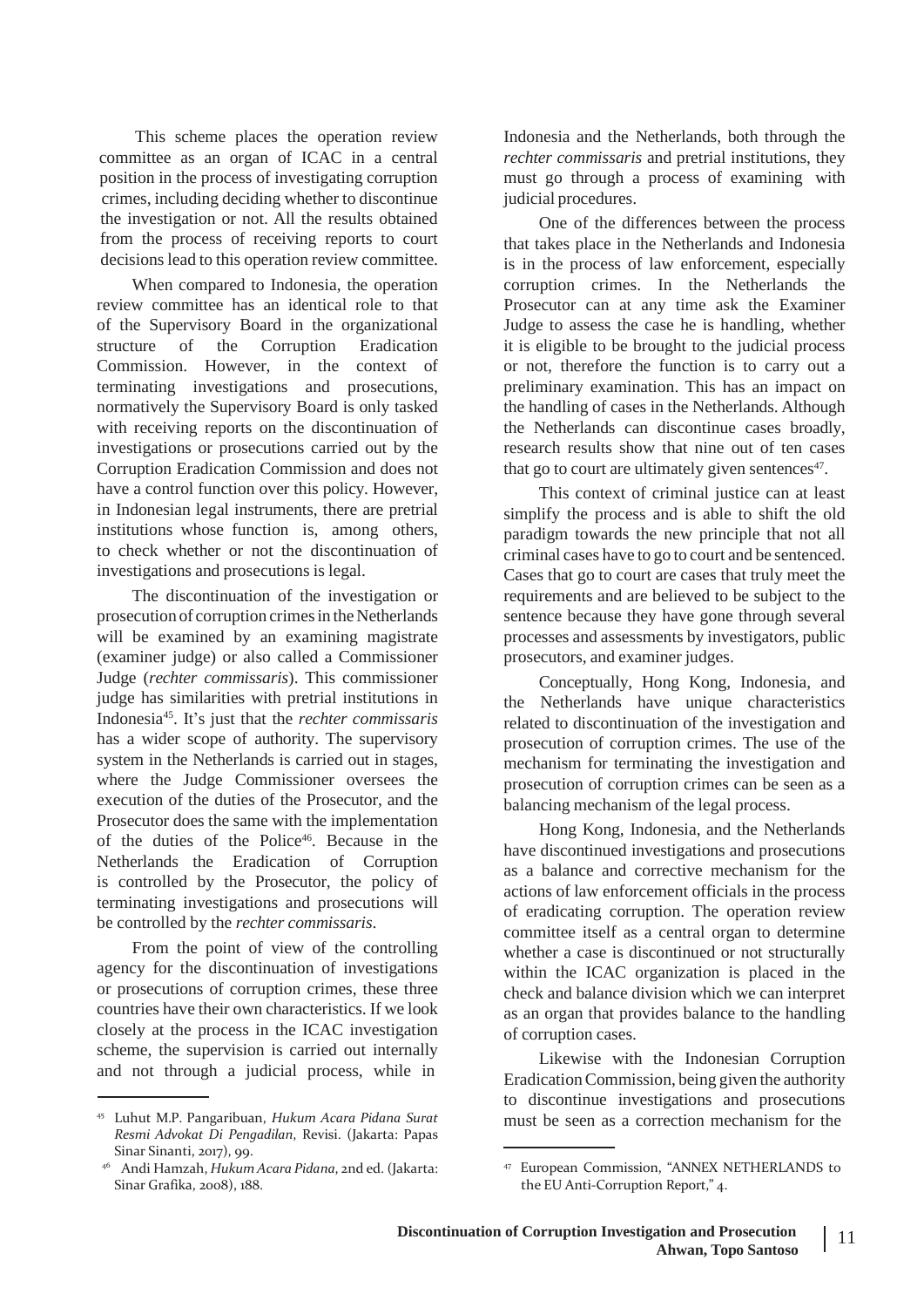This scheme places the operation review committee as an organ of ICAC in a central position in the process of investigating corruption crimes, including deciding whether to discontinue the investigation or not. All the results obtained from the process of receiving reports to court decisions lead to this operation review committee.

When compared to Indonesia, the operation review committee has an identical role to that of the Supervisory Board in the organizational structure of the Corruption Eradication Commission. However, in the context of terminating investigations and prosecutions, normatively the Supervisory Board is only tasked with receiving reports on the discontinuation of investigations or prosecutions carried out by the Corruption Eradication Commission and does not have a control function over this policy. However, in Indonesian legal instruments, there are pretrial institutions whose function is, among others, to check whether or not the discontinuation of investigations and prosecutions is legal.

The discontinuation of the investigation or prosecution of corruption crimes in the Netherlands will be examined by an examining magistrate (examiner judge) or also called a Commissioner Judge (*rechter commissaris*). This commissioner judge has similarities with pretrial institutions in Indonesia[45]. It's just that the *rechter commissaris* has a wider scope of authority. The supervisory system in the Netherlands is carried out in stages, where the Judge Commissioner oversees the execution of the duties of the Prosecutor, and the Prosecutor does the same with the implementation of the duties of the Police[46]. Because in the Netherlands the Eradication of Corruption is controlled by the Prosecutor, the policy of terminating investigations and prosecutions will be controlled by the *rechter commissaris*.

From the point of view of the controlling agency for the discontinuation of investigations or prosecutions of corruption crimes, these three countries have their own characteristics. If we look closely at the process in the ICAC investigation scheme, the supervision is carried out internally and not through a judicial process, while in Indonesia and the Netherlands, both through the *rechter commissaris* and pretrial institutions, they must go through a process of examining with judicial procedures.

One of the differences between the process that takes place in the Netherlands and Indonesia is in the process of law enforcement, especially corruption crimes. In the Netherlands the Prosecutor can at any time ask the Examiner Judge to assess the case he is handling, whether it is eligible to be brought to the judicial process or not, therefore the function is to carry out a preliminary examination. This has an impact on the handling of cases in the Netherlands. Although the Netherlands can discontinue cases broadly, research results show that nine out of ten cases that go to court are ultimately given sentences[47].

This context of criminal justice can at least simplify the process and is able to shift the old paradigm towards the new principle that not all criminal cases have to go to court and be sentenced. Cases that go to court are cases that truly meet the requirements and are believed to be subject to the sentence because they have gone through several processes and assessments by investigators, public prosecutors, and examiner judges.

Conceptually, Hong Kong, Indonesia, and the Netherlands have unique characteristics related to discontinuation of the investigation and prosecution of corruption crimes. The use of the mechanism for terminating the investigation and prosecution of corruption crimes can be seen as a balancing mechanism of the legal process.

Hong Kong, Indonesia, and the Netherlands have discontinued investigations and prosecutions as a balance and corrective mechanism for the actions of law enforcement officials in the process of eradicating corruption. The operation review committee itself as a central organ to determine whether a case is discontinued or not structurally within the ICAC organization is placed in the check and balance division which we can interpret as an organ that provides balance to the handling of corruption cases.

Likewise with the Indonesian Corruption Eradication Commission, being given the authority to discontinue investigations and prosecutions must be seen as a correction mechanism for the

---

[45] Luhut M.P. Pangaribuan, *Hukum Acara Pidana Surat Resmi Advokat Di Pengadilan*, Revisi. (Jakarta: Papas Sinar Sinanti, 2017), 99.

[46] Andi Hamzah, *Hukum Acara Pidana*, 2nd ed. (Jakarta: Sinar Grafika, 2008), 188.

[47] European Commission, "ANNEX NETHERLANDS to the EU Anti-Corruption Report," 4.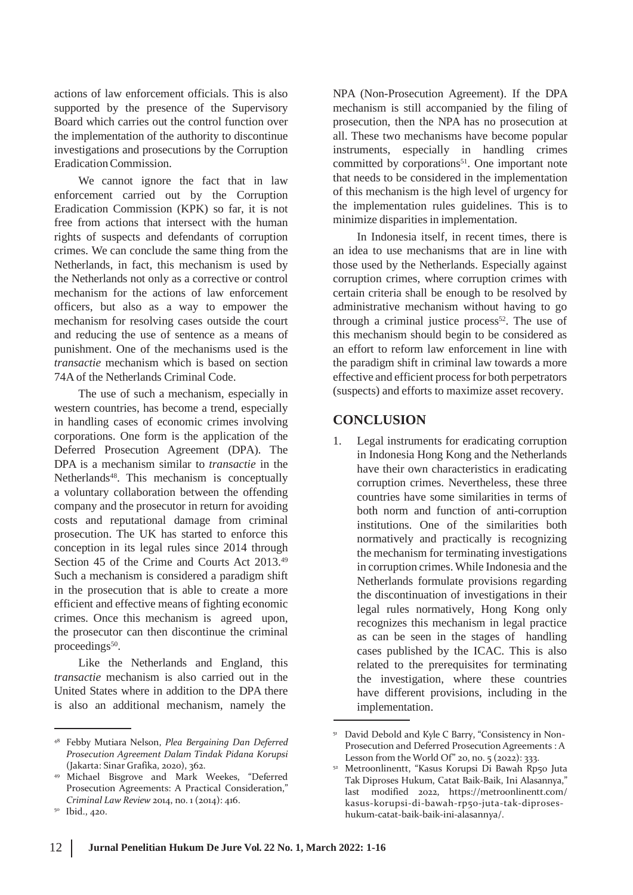actions of law enforcement officials. This is also supported by the presence of the Supervisory Board which carries out the control function over the implementation of the authority to discontinue investigations and prosecutions by the Corruption Eradication Commission.

We cannot ignore the fact that in law enforcement carried out by the Corruption Eradication Commission (KPK) so far, it is not free from actions that intersect with the human rights of suspects and defendants of corruption crimes. We can conclude the same thing from the Netherlands, in fact, this mechanism is used by the Netherlands not only as a corrective or control mechanism for the actions of law enforcement officers, but also as a way to empower the mechanism for resolving cases outside the court and reducing the use of sentence as a means of punishment. One of the mechanisms used is the *transactie* mechanism which is based on section 74A of the Netherlands Criminal Code.

The use of such a mechanism, especially in western countries, has become a trend, especially in handling cases of economic crimes involving corporations. One form is the application of the Deferred Prosecution Agreement (DPA). The DPA is a mechanism similar to *transactie* in the Netherlands[48]. This mechanism is conceptually a voluntary collaboration between the offending company and the prosecutor in return for avoiding costs and reputational damage from criminal prosecution. The UK has started to enforce this conception in its legal rules since 2014 through Section 45 of the Crime and Courts Act 2013.[49] Such a mechanism is considered a paradigm shift in the prosecution that is able to create a more efficient and effective means of fighting economic crimes. Once this mechanism is agreed upon, the prosecutor can then discontinue the criminal proceedings[50].

Like the Netherlands and England, this *transactie* mechanism is also carried out in the United States where in addition to the DPA there is also an additional mechanism, namely the NPA (Non-Prosecution Agreement). If the DPA mechanism is still accompanied by the filing of prosecution, then the NPA has no prosecution at all. These two mechanisms have become popular instruments, especially in handling crimes committed by corporations[51]. One important note that needs to be considered in the implementation of this mechanism is the high level of urgency for the implementation rules guidelines. This is to minimize disparities in implementation.

In Indonesia itself, in recent times, there is an idea to use mechanisms that are in line with those used by the Netherlands. Especially against corruption crimes, where corruption crimes with certain criteria shall be enough to be resolved by administrative mechanism without having to go through a criminal justice process[52]. The use of this mechanism should begin to be considered as an effort to reform law enforcement in line with the paradigm shift in criminal law towards a more effective and efficient process for both perpetrators (suspects) and efforts to maximize asset recovery.

## CONCLUSION

1. Legal instruments for eradicating corruption in Indonesia Hong Kong and the Netherlands have their own characteristics in eradicating corruption crimes. Nevertheless, these three countries have some similarities in terms of both norm and function of anti-corruption institutions. One of the similarities both normatively and practically is recognizing the mechanism for terminating investigations in corruption crimes. While Indonesia and the Netherlands formulate provisions regarding the discontinuation of investigations in their legal rules normatively, Hong Kong only recognizes this mechanism in legal practice as can be seen in the stages of handling cases published by the ICAC. This is also related to the prerequisites for terminating the investigation, where these countries have different provisions, including in the implementation.

---

[48] Febby Mutiara Nelson, *Plea Bergaining Dan Deferred Prosecution Agreement Dalam Tindak Pidana Korupsi* (Jakarta: Sinar Grafika, 2020), 362.

[49] Michael Bisgrove and Mark Weekes, "Deferred Prosecution Agreements: A Practical Consideration," *Criminal Law Review* 2014, no. 1 (2014): 416.

[50] Ibid., 420.

[51] David Debold and Kyle C Barry, "Consistency in Non-Prosecution and Deferred Prosecution Agreements : A Lesson from the World Of" 20, no. 5 (2022): 333.

[52] Metroonlinentt, "Kasus Korupsi Di Bawah Rp50 Juta Tak Diproses Hukum, Catat Baik-Baik, Ini Alasannya," last modified 2022, https://metroonlinentt.com/kasus-korupsi-di-bawah-rp50-juta-tak-diproses-hukum-catat-baik-baik-ini-alasannya/.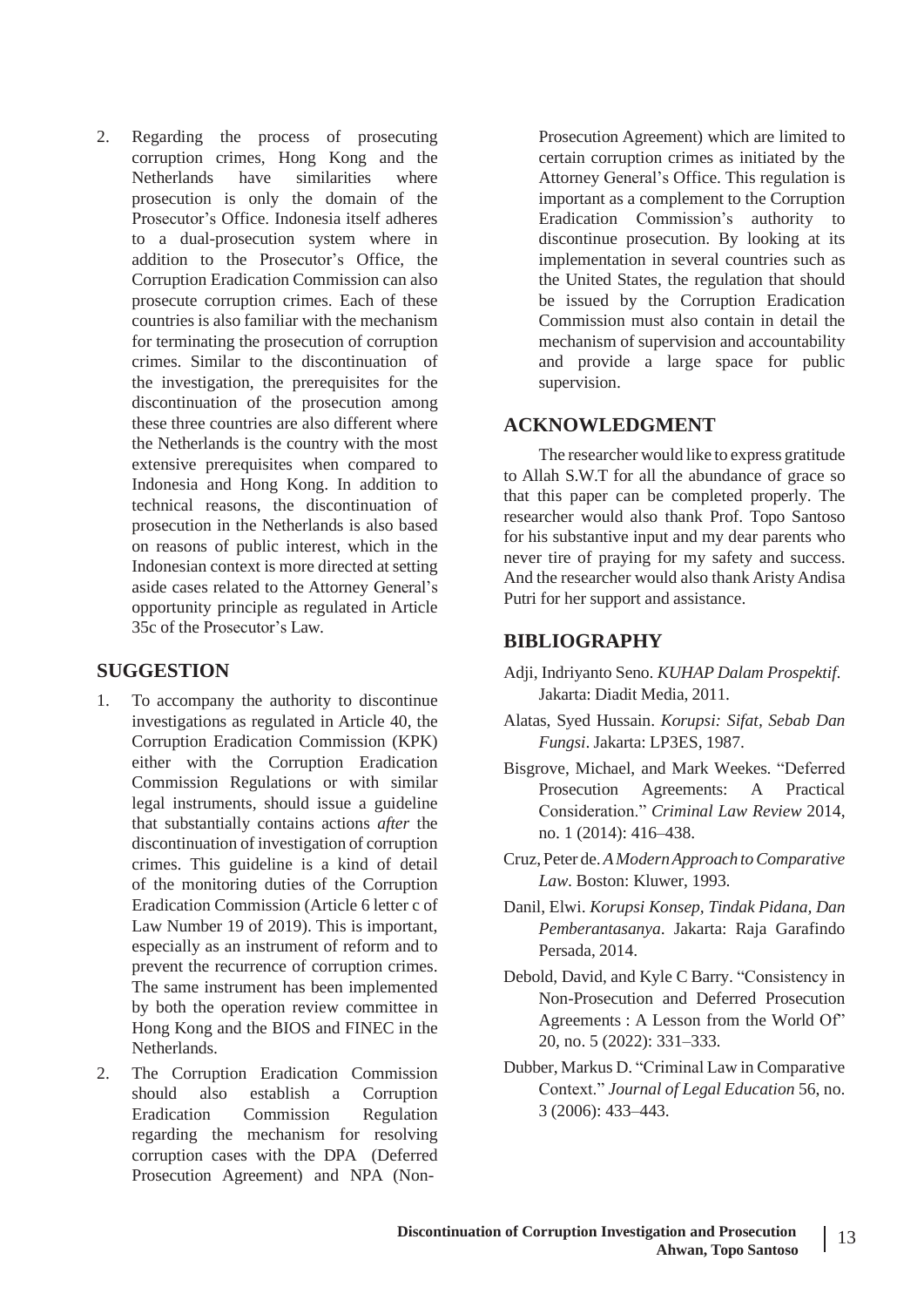2. Regarding the process of prosecuting corruption crimes, Hong Kong and the Netherlands have similarities where prosecution is only the domain of the Prosecutor's Office. Indonesia itself adheres to a dual-prosecution system where in addition to the Prosecutor's Office, the Corruption Eradication Commission can also prosecute corruption crimes. Each of these countries is also familiar with the mechanism for terminating the prosecution of corruption crimes. Similar to the discontinuation of the investigation, the prerequisites for the discontinuation of the prosecution among these three countries are also different where the Netherlands is the country with the most extensive prerequisites when compared to Indonesia and Hong Kong. In addition to technical reasons, the discontinuation of prosecution in the Netherlands is also based on reasons of public interest, which in the Indonesian context is more directed at setting aside cases related to the Attorney General's opportunity principle as regulated in Article 35c of the Prosecutor's Law.

## SUGGESTION

1. To accompany the authority to discontinue investigations as regulated in Article 40, the Corruption Eradication Commission (KPK) either with the Corruption Eradication Commission Regulations or with similar legal instruments, should issue a guideline that substantially contains actions *after* the discontinuation of investigation of corruption crimes. This guideline is a kind of detail of the monitoring duties of the Corruption Eradication Commission (Article 6 letter c of Law Number 19 of 2019). This is important, especially as an instrument of reform and to prevent the recurrence of corruption crimes. The same instrument has been implemented by both the operation review committee in Hong Kong and the BIOS and FINEC in the Netherlands.
2. The Corruption Eradication Commission should also establish a Corruption Eradication Commission Regulation regarding the mechanism for resolving corruption cases with the DPA (Deferred Prosecution Agreement) and NPA (Non-Prosecution Agreement) which are limited to certain corruption crimes as initiated by the Attorney General's Office. This regulation is important as a complement to the Corruption Eradication Commission's authority to discontinue prosecution. By looking at its implementation in several countries such as the United States, the regulation that should be issued by the Corruption Eradication Commission must also contain in detail the mechanism of supervision and accountability and provide a large space for public supervision.

## ACKNOWLEDGMENT

The researcher would like to express gratitude to Allah S.W.T for all the abundance of grace so that this paper can be completed properly. The researcher would also thank Prof. Topo Santoso for his substantive input and my dear parents who never tire of praying for my safety and success. And the researcher would also thank Aristy Andisa Putri for her support and assistance.

## BIBLIOGRAPHY

Adji, Indriyanto Seno. *KUHAP Dalam Prospektif*. Jakarta: Diadit Media, 2011.

Alatas, Syed Hussain. *Korupsi: Sifat, Sebab Dan Fungsi*. Jakarta: LP3ES, 1987.

Bisgrove, Michael, and Mark Weekes. "Deferred Prosecution Agreements: A Practical Consideration." *Criminal Law Review* 2014, no. 1 (2014): 416–438.

Cruz, Peter de. *A Modern Approach to Comparative Law*. Boston: Kluwer, 1993.

Danil, Elwi. *Korupsi Konsep, Tindak Pidana, Dan Pemberantasanya*. Jakarta: Raja Garafindo Persada, 2014.

Debold, David, and Kyle C Barry. "Consistency in Non-Prosecution and Deferred Prosecution Agreements : A Lesson from the World Of" 20, no. 5 (2022): 331–333.

Dubber, Markus D. "Criminal Law in Comparative Context." *Journal of Legal Education* 56, no. 3 (2006): 433–443.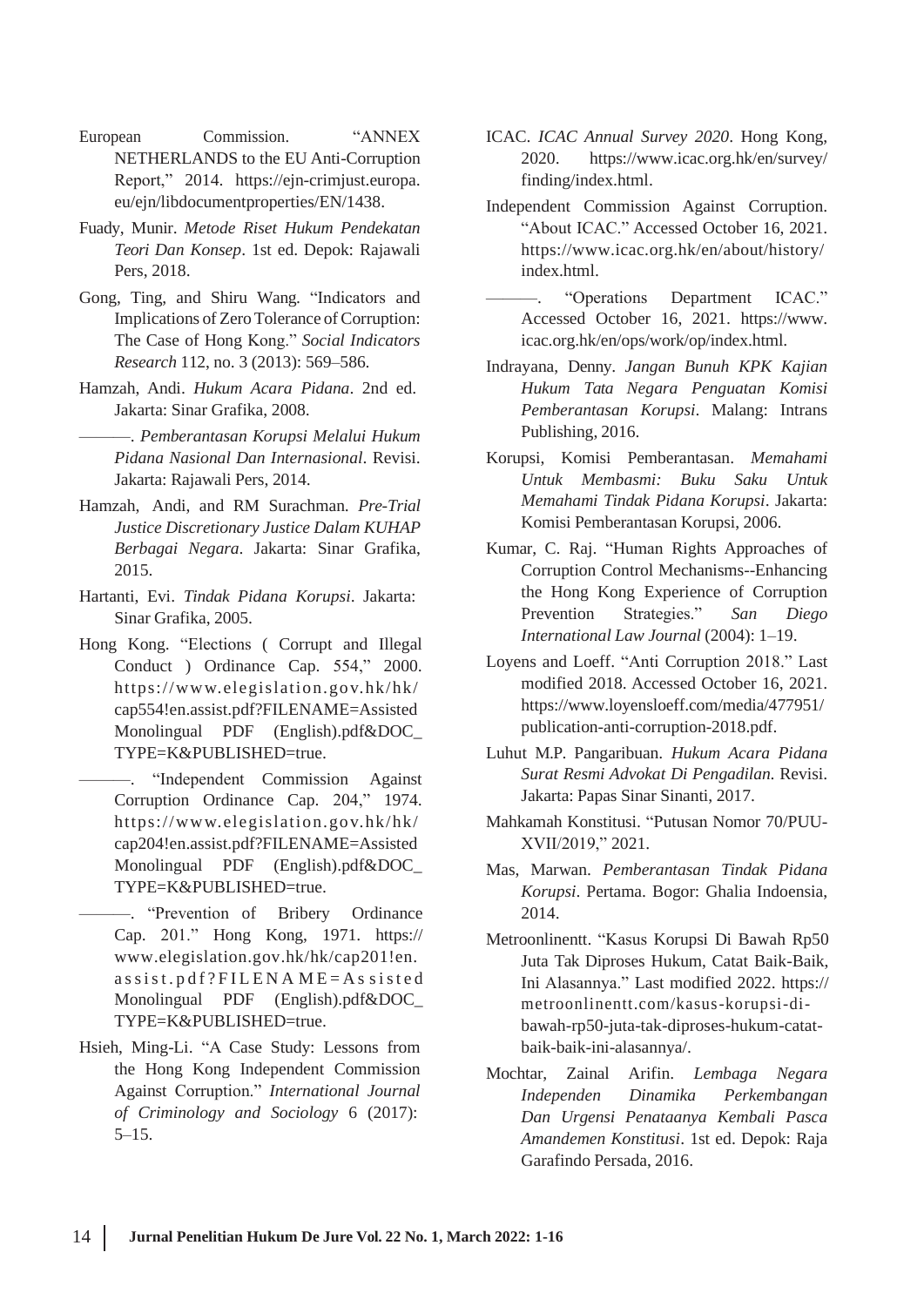European Commission. "ANNEX NETHERLANDS to the EU Anti-Corruption Report," 2014. https://ejn-crimjust.europa.eu/ejn/libdocumentproperties/EN/1438.

Fuady, Munir. *Metode Riset Hukum Pendekatan Teori Dan Konsep*. 1st ed. Depok: Rajawali Pers, 2018.

Gong, Ting, and Shiru Wang. "Indicators and Implications of Zero Tolerance of Corruption: The Case of Hong Kong." *Social Indicators Research* 112, no. 3 (2013): 569–586.

Hamzah, Andi. *Hukum Acara Pidana*. 2nd ed. Jakarta: Sinar Grafika, 2008.

———. *Pemberantasan Korupsi Melalui Hukum Pidana Nasional Dan Internasional*. Revisi. Jakarta: Rajawali Pers, 2014.

Hamzah, Andi, and RM Surachman. *Pre-Trial Justice Discretionary Justice Dalam KUHAP Berbagai Negara*. Jakarta: Sinar Grafika, 2015.

Hartanti, Evi. *Tindak Pidana Korupsi*. Jakarta: Sinar Grafika, 2005.

Hong Kong. "Elections ( Corrupt and Illegal Conduct ) Ordinance Cap. 554," 2000. https://www.elegislation.gov.hk/hk/cap554!en.assist.pdf?FILENAME=Assisted Monolingual PDF (English).pdf&DOC_TYPE=K&PUBLISHED=true.

———. "Independent Commission Against Corruption Ordinance Cap. 204," 1974. https://www.elegislation.gov.hk/hk/cap204!en.assist.pdf?FILENAME=Assisted Monolingual PDF (English).pdf&DOC_TYPE=K&PUBLISHED=true.

———. "Prevention of Bribery Ordinance Cap. 201." Hong Kong, 1971. https://www.elegislation.gov.hk/hk/cap201!en.assist.pdf?FILENAME=Assisted Monolingual PDF (English).pdf&DOC_TYPE=K&PUBLISHED=true.

Hsieh, Ming-Li. "A Case Study: Lessons from the Hong Kong Independent Commission Against Corruption." *International Journal of Criminology and Sociology* 6 (2017): 5–15.

ICAC. *ICAC Annual Survey 2020*. Hong Kong, 2020. https://www.icac.org.hk/en/survey/finding/index.html.

Independent Commission Against Corruption. "About ICAC." Accessed October 16, 2021. https://www.icac.org.hk/en/about/history/index.html.

———. "Operations Department ICAC." Accessed October 16, 2021. https://www.icac.org.hk/en/ops/work/op/index.html.

Indrayana, Denny. *Jangan Bunuh KPK Kajian Hukum Tata Negara Penguatan Komisi Pemberantasan Korupsi*. Malang: Intrans Publishing, 2016.

Korupsi, Komisi Pemberantasan. *Memahami Untuk Membasmi: Buku Saku Untuk Memahami Tindak Pidana Korupsi*. Jakarta: Komisi Pemberantasan Korupsi, 2006.

Kumar, C. Raj. "Human Rights Approaches of Corruption Control Mechanisms--Enhancing the Hong Kong Experience of Corruption Prevention Strategies." *San Diego International Law Journal* (2004): 1–19.

Loyens and Loeff. "Anti Corruption 2018." Last modified 2018. Accessed October 16, 2021. https://www.loyensloeff.com/media/477951/publication-anti-corruption-2018.pdf.

Luhut M.P. Pangaribuan. *Hukum Acara Pidana Surat Resmi Advokat Di Pengadilan*. Revisi. Jakarta: Papas Sinar Sinanti, 2017.

Mahkamah Konstitusi. "Putusan Nomor 70/PUU-XVII/2019," 2021.

Mas, Marwan. *Pemberantasan Tindak Pidana Korupsi*. Pertama. Bogor: Ghalia Indoensia, 2014.

Metroonlinentt. "Kasus Korupsi Di Bawah Rp50 Juta Tak Diproses Hukum, Catat Baik-Baik, Ini Alasannya." Last modified 2022. https://metroonlinentt.com/kasus-korupsi-di-bawah-rp50-juta-tak-diproses-hukum-catat-baik-baik-ini-alasannya/.

Mochtar, Zainal Arifin. *Lembaga Negara Independen Dinamika Perkembangan Dan Urgensi Penataanya Kembali Pasca Amandemen Konstitusi*. 1st ed. Depok: Raja Garafindo Persada, 2016.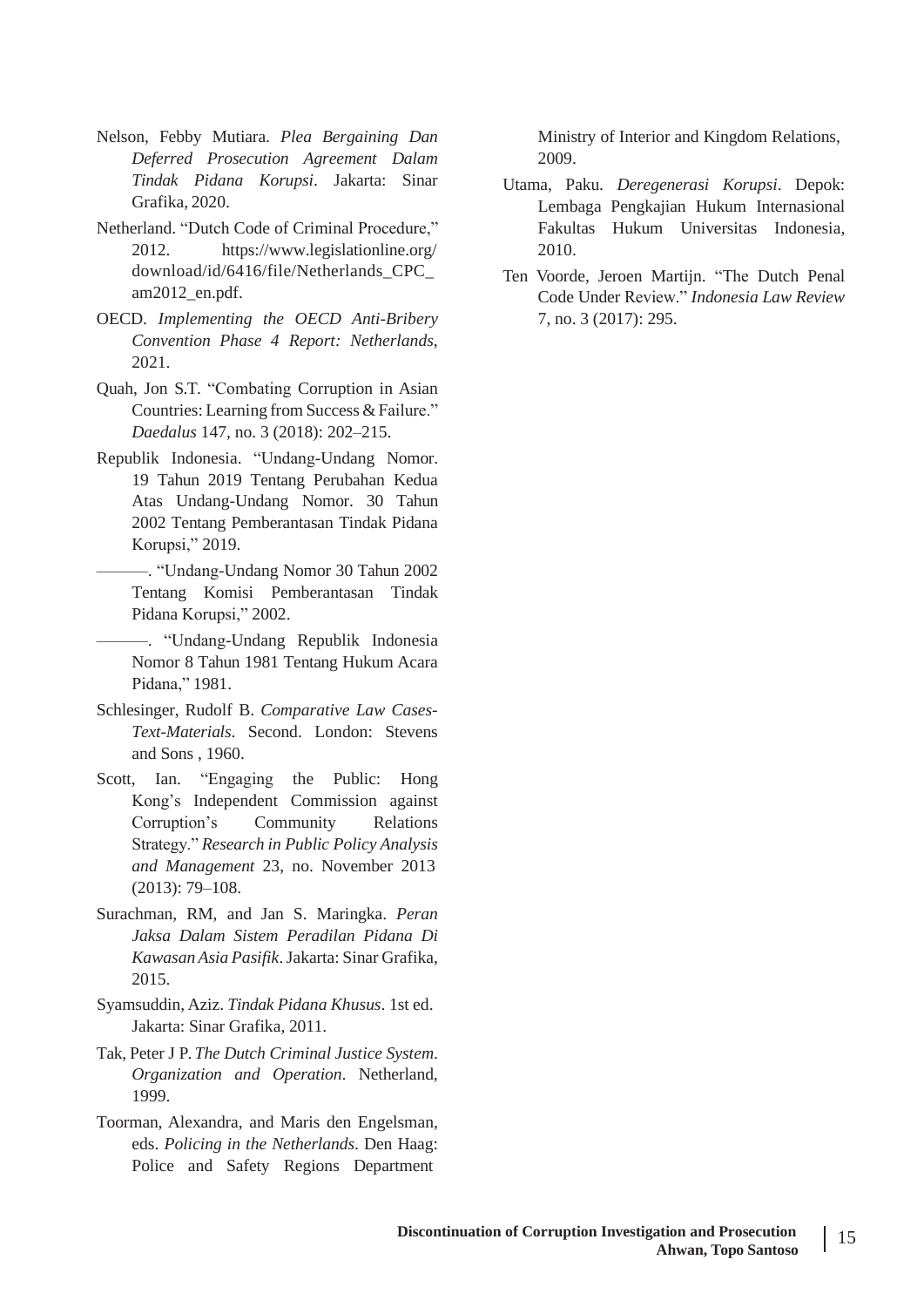Nelson, Febby Mutiara. *Plea Bergaining Dan Deferred Prosecution Agreement Dalam Tindak Pidana Korupsi*. Jakarta: Sinar Grafika, 2020.

Netherland. "Dutch Code of Criminal Procedure," 2012. https://www.legislationline.org/download/id/6416/file/Netherlands_CPC_am2012_en.pdf.

OECD. *Implementing the OECD Anti-Bribery Convention Phase 4 Report: Netherlands*, 2021.

Quah, Jon S.T. "Combating Corruption in Asian Countries: Learning from Success & Failure." *Daedalus* 147, no. 3 (2018): 202–215.

Republik Indonesia. "Undang-Undang Nomor. 19 Tahun 2019 Tentang Perubahan Kedua Atas Undang-Undang Nomor. 30 Tahun 2002 Tentang Pemberantasan Tindak Pidana Korupsi," 2019.

———. "Undang-Undang Nomor 30 Tahun 2002 Tentang Komisi Pemberantasan Tindak Pidana Korupsi," 2002.

———. "Undang-Undang Republik Indonesia Nomor 8 Tahun 1981 Tentang Hukum Acara Pidana," 1981.

Schlesinger, Rudolf B. *Comparative Law Cases-Text-Materials*. Second. London: Stevens and Sons , 1960.

Scott, Ian. "Engaging the Public: Hong Kong's Independent Commission against Corruption's Community Relations Strategy." *Research in Public Policy Analysis and Management* 23, no. November 2013 (2013): 79–108.

Surachman, RM, and Jan S. Maringka. *Peran Jaksa Dalam Sistem Peradilan Pidana Di Kawasan Asia Pasifik*. Jakarta: Sinar Grafika, 2015.

Syamsuddin, Aziz. *Tindak Pidana Khusus*. 1st ed. Jakarta: Sinar Grafika, 2011.

Tak, Peter J P. *The Dutch Criminal Justice System. Organization and Operation*. Netherland, 1999.

Toorman, Alexandra, and Maris den Engelsman, eds. *Policing in the Netherlands*. Den Haag: Police and Safety Regions Department Ministry of Interior and Kingdom Relations, 2009.

Utama, Paku. *Deregenerasi Korupsi*. Depok: Lembaga Pengkajian Hukum Internasional Fakultas Hukum Universitas Indonesia, 2010.

Ten Voorde, Jeroen Martijn. "The Dutch Penal Code Under Review." *Indonesia Law Review* 7, no. 3 (2017): 295.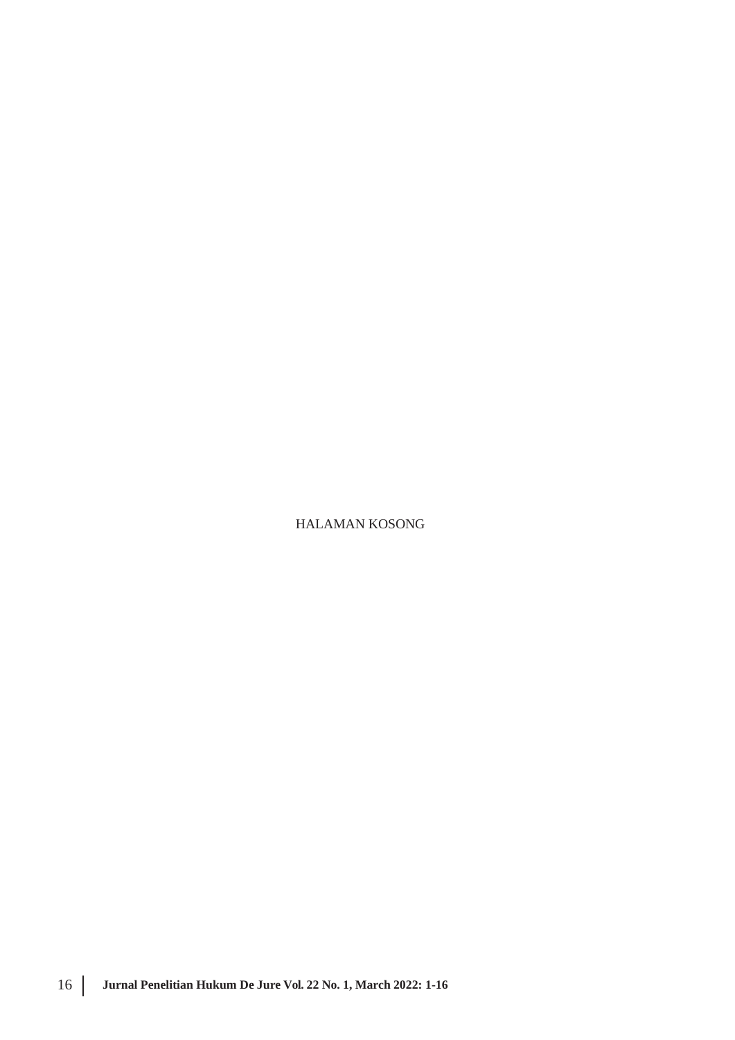HALAMAN KOSONG